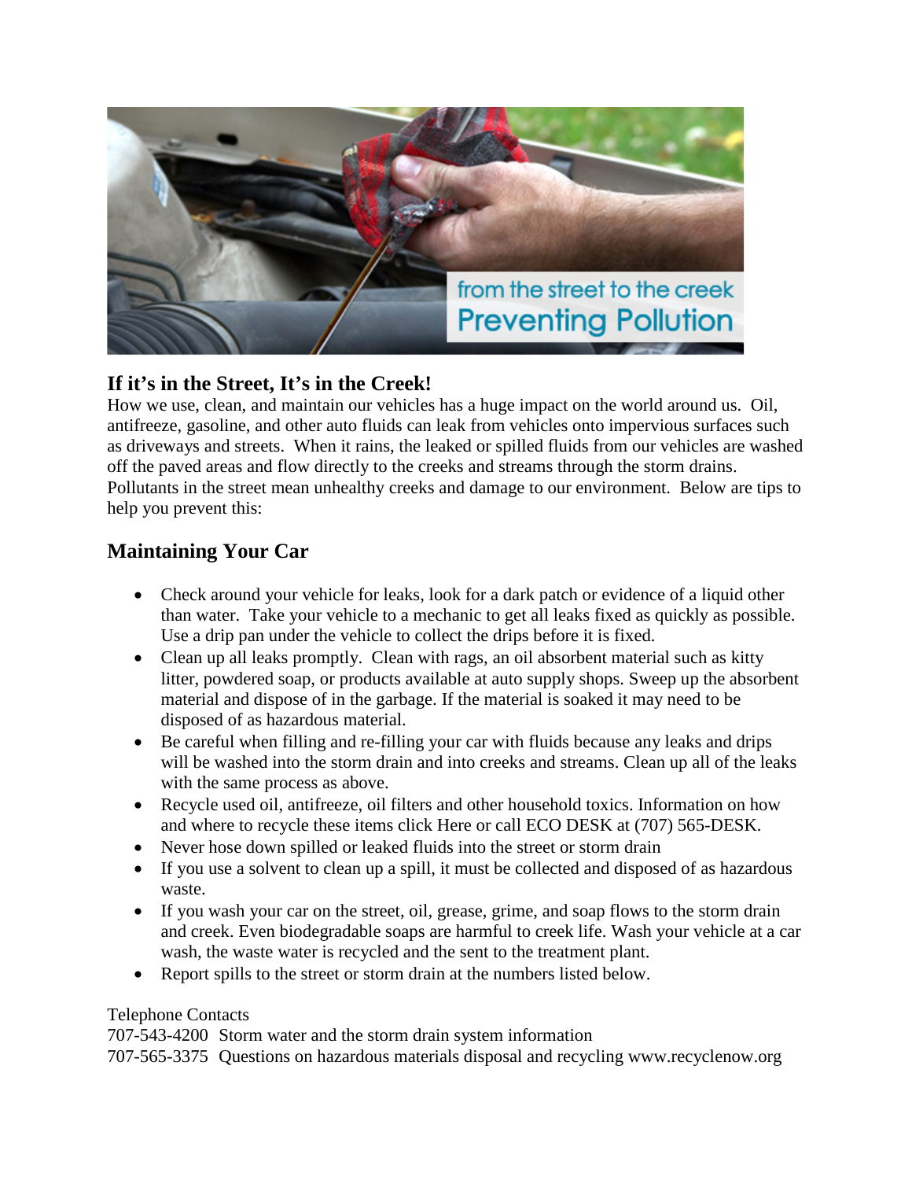## If it's in the Street, It's in the Creek!

How we use, clean, and maintain our vehicles has a huge impact on the world around us. Oil, antifreeze, gasoline, and other auto fluids can leak from vehicles onto impervious surfaces such as driveways and streets. When it rains, the leaked or spilled fluids from our vehicles are washed off the paved areas and flow directly to the creeks and streams through the storm drains. Pollutants in the street mean unhealthy creeks and damage to our environment. Below are tips to help you prevent this:

## Maintaining Your Car

- Check around your vehicle for leaks, look for a dark patch or evidence of a liquid other than water. Take your vehicle to a mechanic to get all leaks fixed as quickly as possible. Use a drip pan under the vehicle to collect the drips before it is fixed.
- Clean up all leaks promptly. Clean with rags, an oil absorbent material such as kitty litter, powdered soap, or products available at auto supply shops. Sweep up the absorbent material and dispose of in the garbage. If the material is soaked it may need to be disposed of as hazardous material.
- Be careful when filling and re-filling your car with fluids because any leaks and drips will be washed into the storm drain and into creeks and streams. Clean up all of the leaks with the same process as above.
- Recycle used oil, antifreeze, oil filters and other household toxics. Information on how and where to recycle these items click Here or call ECO DESK at (707) 565-DESK.
- Never hose down spilled or leaked fluids into the street or storm drain
- If you use a solvent to clean up a spill, it must be collected and disposed of as hazardous waste.
- If you wash your car on the street, oil, grease, grime, and soap flows to the storm drain and creek. Even biodegradable soaps are harmful to creek life. Wash your vehicle at a car wash, the waste water is recycled and the sent to the treatment plant.
- Report spills to the street or storm drain at the numbers listed below.

Telephone Contacts

707-543-4200 Storm water and the storm drain system information

707-565-3375 Questions on hazardous materials disposal and recycling www.recyclenow.org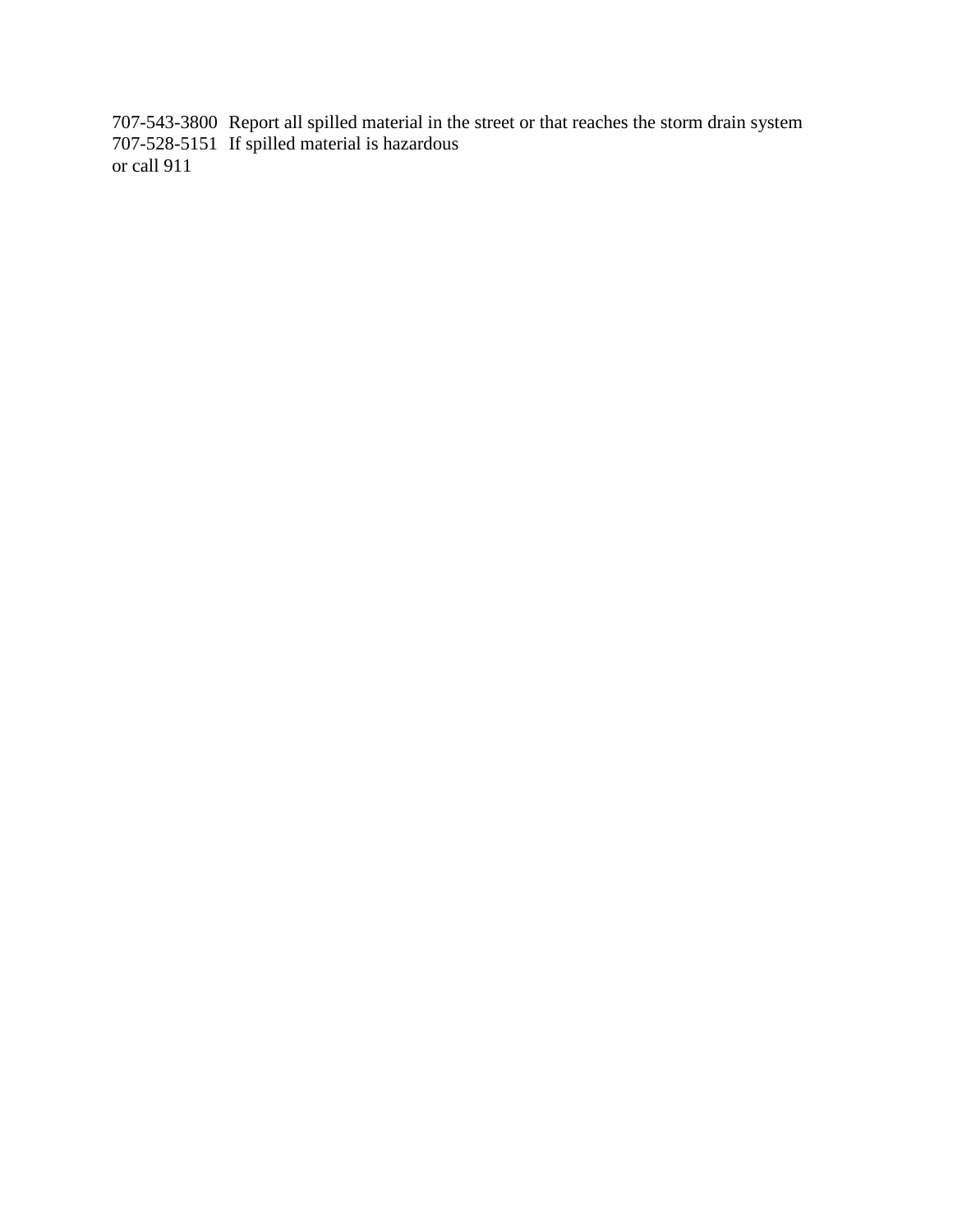| | |
|---|---|
| 707-543-3800 | Report all spilled material in the street or that reaches the storm drain system |
| 707-528-5151 | If spilled material is hazardous |
| or call 911 | |